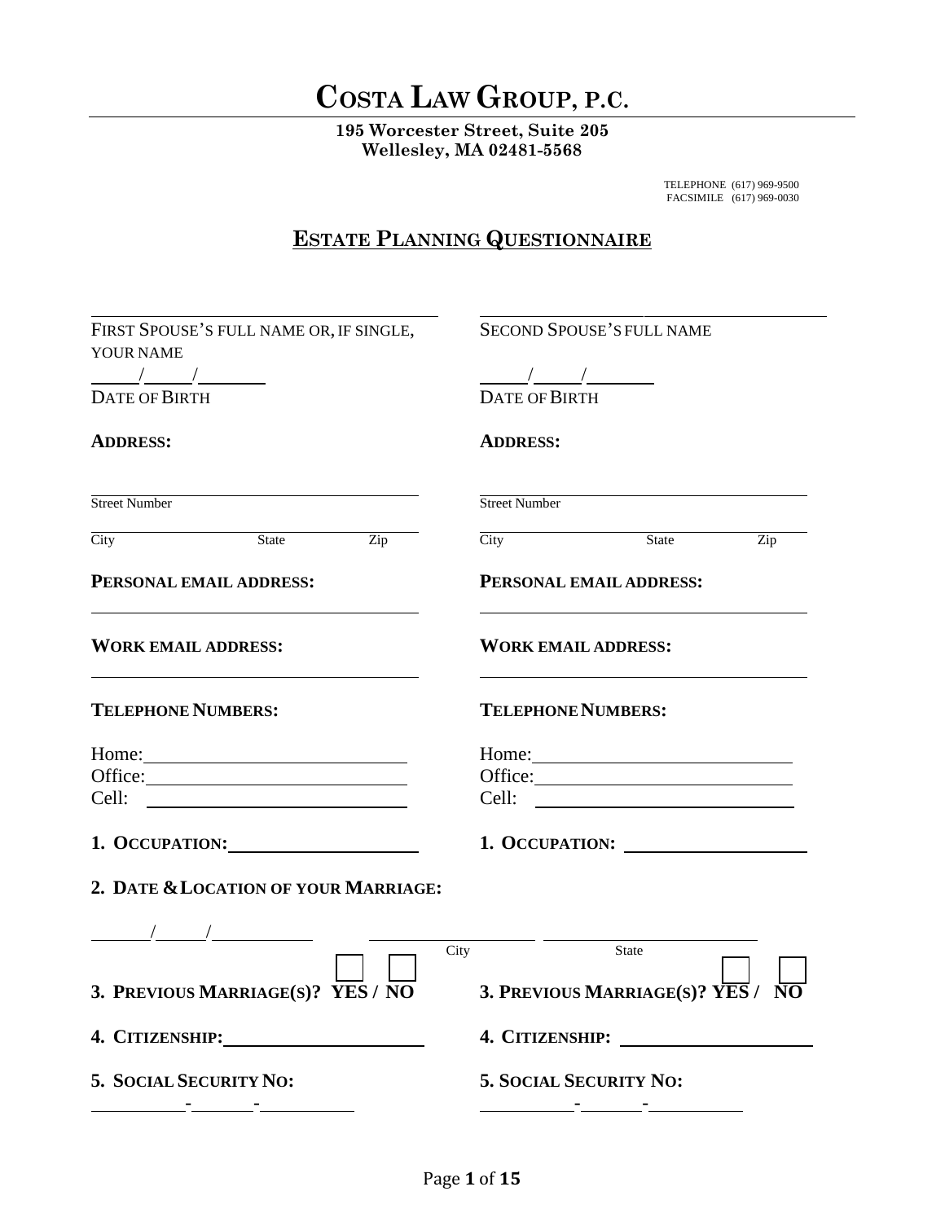# COSTA LAW GROUP, P.C.

**195 Worcester Street, Suite 205**
**Wellesley, MA 02481-5568**

TELEPHONE (617) 969-9500
FACSIMILE (617) 969-0030

## ESTATE PLANNING QUESTIONNAIRE

| | |
|---|---|
| ______________________________ | ______________________________ |
| FIRST SPOUSE'S FULL NAME OR, IF SINGLE, YOUR NAME | SECOND SPOUSE'S FULL NAME |
| ____/____/______ | ____/____/______ |
| DATE OF BIRTH | DATE OF BIRTH |
| **ADDRESS:** | **ADDRESS:** |
| ______________________________ | ______________________________ |
| Street Number | Street Number |
| ______________________________ | ______________________________ |
| City State Zip | City State Zip |
| **PERSONAL EMAIL ADDRESS:** | **PERSONAL EMAIL ADDRESS:** |
| ______________________________ | ______________________________ |
| **WORK EMAIL ADDRESS:** | **WORK EMAIL ADDRESS:** |
| ______________________________ | ______________________________ |
| **TELEPHONE NUMBERS:** | **TELEPHONE NUMBERS:** |
| Home: ______________________ | Home: ______________________ |
| Office: ______________________ | Office: ______________________ |
| Cell: ______________________ | Cell: ______________________ |
| **1. OCCUPATION:** ________________ | **1. OCCUPATION:** ________________ |

**2. DATE & LOCATION OF YOUR MARRIAGE:**

_____/_____/________ ________________ ________________
City State

| | |
|---|---|
| **3. PREVIOUS MARRIAGE(S)? YES / NO** ☐ ☐ | **3. PREVIOUS MARRIAGE(S)? YES / NO** ☐ ☐ |
| **4. CITIZENSHIP:** ________________ | **4. CITIZENSHIP:** ________________ |
| **5. SOCIAL SECURITY NO:** | **5. SOCIAL SECURITY NO:** |
| ________-______-________ | ________-______-________ |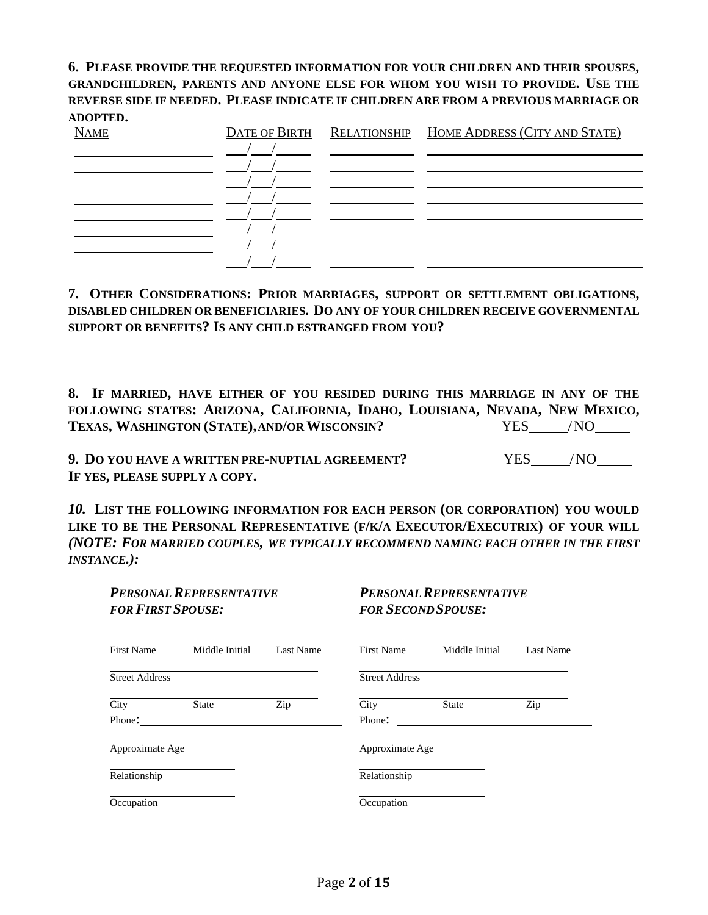**6. PLEASE PROVIDE THE REQUESTED INFORMATION FOR YOUR CHILDREN AND THEIR SPOUSES, GRANDCHILDREN, PARENTS AND ANYONE ELSE FOR WHOM YOU WISH TO PROVIDE. USE THE REVERSE SIDE IF NEEDED. PLEASE INDICATE IF CHILDREN ARE FROM A PREVIOUS MARRIAGE OR ADOPTED.**

| Name | Date of Birth | Relationship | Home Address (City and State) |
|---|---|---|---|
| | \_\_/\_\_/\_\_\_\_ | | |
| | \_\_/\_\_/\_\_\_\_ | | |
| | \_\_/\_\_/\_\_\_\_ | | |
| | \_\_/\_\_/\_\_\_\_ | | |
| | \_\_/\_\_/\_\_\_\_ | | |
| | \_\_/\_\_/\_\_\_\_ | | |
| | \_\_/\_\_/\_\_\_\_ | | |
| | \_\_/\_\_/\_\_\_\_ | | |

**7. OTHER CONSIDERATIONS: PRIOR MARRIAGES, SUPPORT OR SETTLEMENT OBLIGATIONS, DISABLED CHILDREN OR BENEFICIARIES. DO ANY OF YOUR CHILDREN RECEIVE GOVERNMENTAL SUPPORT OR BENEFITS? IS ANY CHILD ESTRANGED FROM YOU?**

**8. IF MARRIED, HAVE EITHER OF YOU RESIDED DURING THIS MARRIAGE IN ANY OF THE FOLLOWING STATES: ARIZONA, CALIFORNIA, IDAHO, LOUISIANA, NEVADA, NEW MEXICO, TEXAS, WASHINGTON (STATE), AND/OR WISCONSIN?** YES\_\_\_\_\_/NO\_\_\_\_\_

**9. DO YOU HAVE A WRITTEN PRE-NUPTIAL AGREEMENT?** YES\_\_\_\_\_/NO\_\_\_\_\_
**IF YES, PLEASE SUPPLY A COPY.**

***10.* LIST THE FOLLOWING INFORMATION FOR EACH PERSON (OR CORPORATION) YOU WOULD LIKE TO BE THE PERSONAL REPRESENTATIVE (F/K/A EXECUTOR/EXECUTRIX) OF YOUR WILL *(NOTE: FOR MARRIED COUPLES, WE TYPICALLY RECOMMEND NAMING EACH OTHER IN THE FIRST INSTANCE.):***

***PERSONAL REPRESENTATIVE FOR FIRST SPOUSE:***

\_\_\_\_\_\_\_\_\_\_\_\_\_\_\_\_\_\_\_\_\_\_\_\_\_\_\_\_\_\_
First Name Middle Initial Last Name

\_\_\_\_\_\_\_\_\_\_\_\_\_\_\_\_\_\_\_\_\_\_\_\_\_\_\_\_\_\_
Street Address

\_\_\_\_\_\_\_\_\_\_\_\_\_\_\_\_\_\_\_\_\_\_\_\_\_\_\_\_\_\_
City State Zip

Phone: \_\_\_\_\_\_\_\_\_\_\_\_\_\_\_\_\_\_\_\_\_\_\_\_

\_\_\_\_\_\_\_\_\_\_\_\_
Approximate Age

\_\_\_\_\_\_\_\_\_\_\_\_\_\_\_\_\_\_
Relationship

\_\_\_\_\_\_\_\_\_\_\_\_\_\_\_\_\_\_
Occupation

***PERSONAL REPRESENTATIVE FOR SECOND SPOUSE:***

\_\_\_\_\_\_\_\_\_\_\_\_\_\_\_\_\_\_\_\_\_\_\_\_\_\_\_\_\_\_
First Name Middle Initial Last Name

\_\_\_\_\_\_\_\_\_\_\_\_\_\_\_\_\_\_\_\_\_\_\_\_\_\_\_\_\_\_
Street Address

\_\_\_\_\_\_\_\_\_\_\_\_\_\_\_\_\_\_\_\_\_\_\_\_\_\_\_\_\_\_
City State Zip

Phone: \_\_\_\_\_\_\_\_\_\_\_\_\_\_\_\_\_\_\_\_\_\_\_\_

\_\_\_\_\_\_\_\_\_\_\_\_
Approximate Age

\_\_\_\_\_\_\_\_\_\_\_\_\_\_\_\_\_\_
Relationship

\_\_\_\_\_\_\_\_\_\_\_\_\_\_\_\_\_\_
Occupation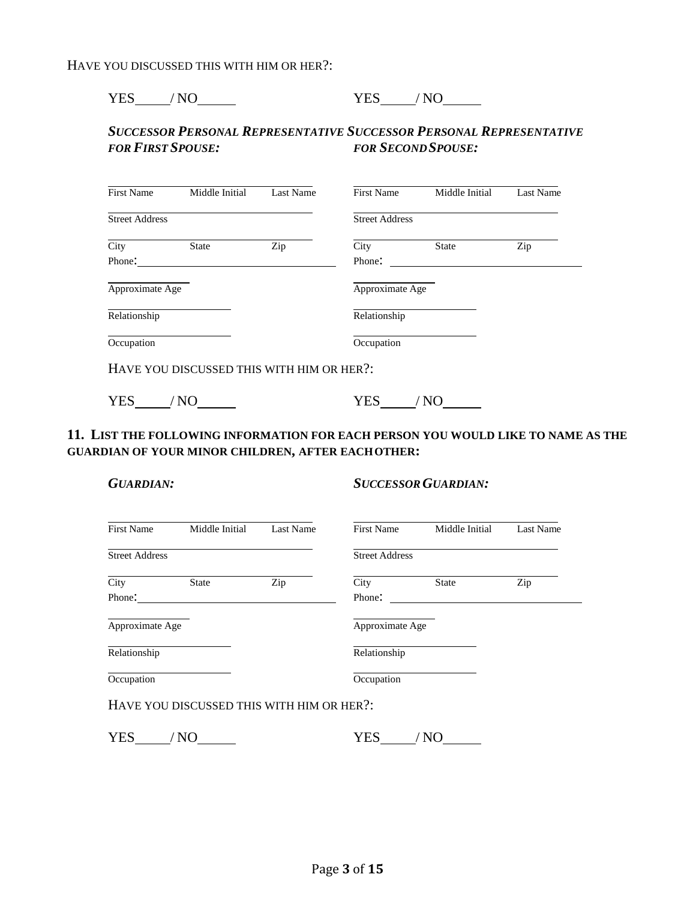HAVE YOU DISCUSSED THIS WITH HIM OR HER?:

YES_____ / NO_____ YES_____ / NO_____

***SUCCESSOR PERSONAL REPRESENTATIVE FOR FIRST SPOUSE:***

First Name Middle Initial Last Name

Street Address

City State Zip

Phone:

Approximate Age

Relationship

Occupation

HAVE YOU DISCUSSED THIS WITH HIM OR HER?:

YES_____ / NO_____

***SUCCESSOR PERSONAL REPRESENTATIVE FOR SECOND SPOUSE:***

First Name Middle Initial Last Name

Street Address

City State Zip

Phone:

Approximate Age

Relationship

Occupation

HAVE YOU DISCUSSED THIS WITH HIM OR HER?:

YES_____ / NO_____

**11. LIST THE FOLLOWING INFORMATION FOR EACH PERSON YOU WOULD LIKE TO NAME AS THE GUARDIAN OF YOUR MINOR CHILDREN, AFTER EACH OTHER:**

***GUARDIAN:***

First Name Middle Initial Last Name

Street Address

City State Zip

Phone:

Approximate Age

Relationship

Occupation

HAVE YOU DISCUSSED THIS WITH HIM OR HER?:

YES_____ / NO_____

***SUCCESSOR GUARDIAN:***

First Name Middle Initial Last Name

Street Address

City State Zip

Phone:

Approximate Age

Relationship

Occupation

HAVE YOU DISCUSSED THIS WITH HIM OR HER?:

YES_____ / NO_____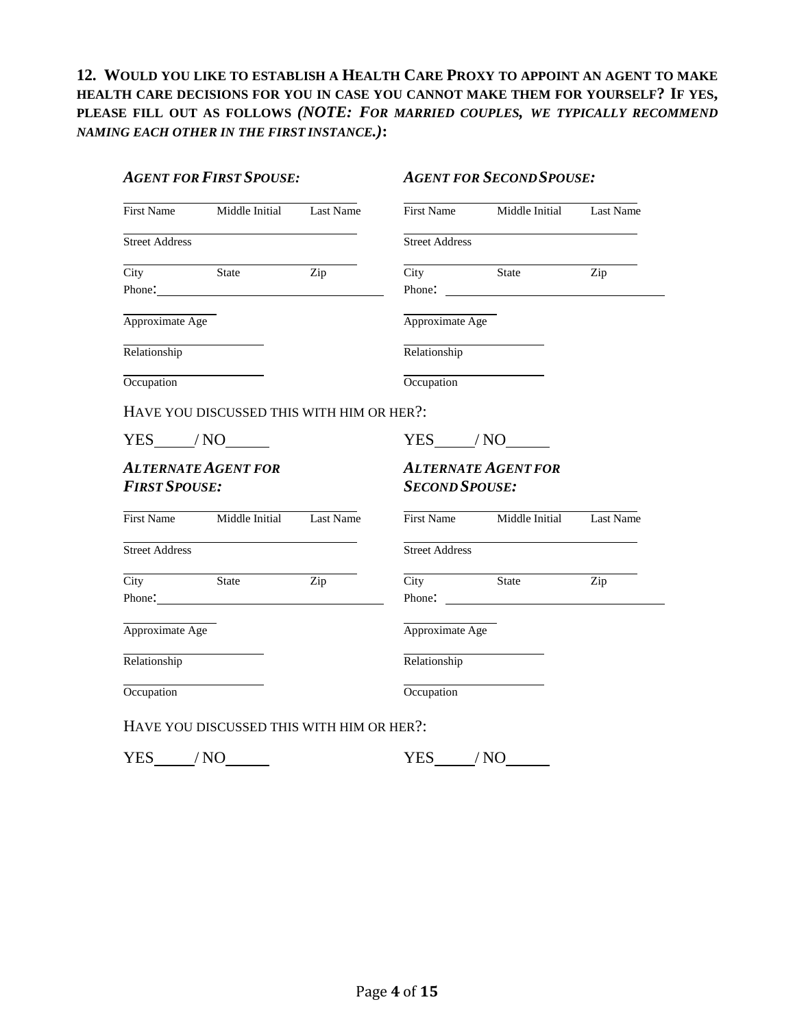**12. WOULD YOU LIKE TO ESTABLISH A HEALTH CARE PROXY TO APPOINT AN AGENT TO MAKE HEALTH CARE DECISIONS FOR YOU IN CASE YOU CANNOT MAKE THEM FOR YOURSELF? IF YES, PLEASE FILL OUT AS FOLLOWS *(NOTE: FOR MARRIED COUPLES, WE TYPICALLY RECOMMEND NAMING EACH OTHER IN THE FIRST INSTANCE.)*:**

| ***AGENT FOR FIRST SPOUSE:*** | ***AGENT FOR SECOND SPOUSE:*** |
|---|---|
| First Name ___ Middle Initial ___ Last Name ___ | First Name ___ Middle Initial ___ Last Name ___ |
| Street Address ___ | Street Address ___ |
| City ___ State ___ Zip ___ | City ___ State ___ Zip ___ |
| Phone: ___ | Phone: ___ |
| Approximate Age ___ | Approximate Age ___ |
| Relationship ___ | Relationship ___ |
| Occupation ___ | Occupation ___ |
| HAVE YOU DISCUSSED THIS WITH HIM OR HER?: | |
| YES ___ / NO ___ | YES ___ / NO ___ |

| ***ALTERNATE AGENT FOR FIRST SPOUSE:*** | ***ALTERNATE AGENT FOR SECOND SPOUSE:*** |
|---|---|
| First Name ___ Middle Initial ___ Last Name ___ | First Name ___ Middle Initial ___ Last Name ___ |
| Street Address ___ | Street Address ___ |
| City ___ State ___ Zip ___ | City ___ State ___ Zip ___ |
| Phone: ___ | Phone: ___ |
| Approximate Age ___ | Approximate Age ___ |
| Relationship ___ | Relationship ___ |
| Occupation ___ | Occupation ___ |
| HAVE YOU DISCUSSED THIS WITH HIM OR HER?: | |
| YES ___ / NO ___ | YES ___ / NO ___ |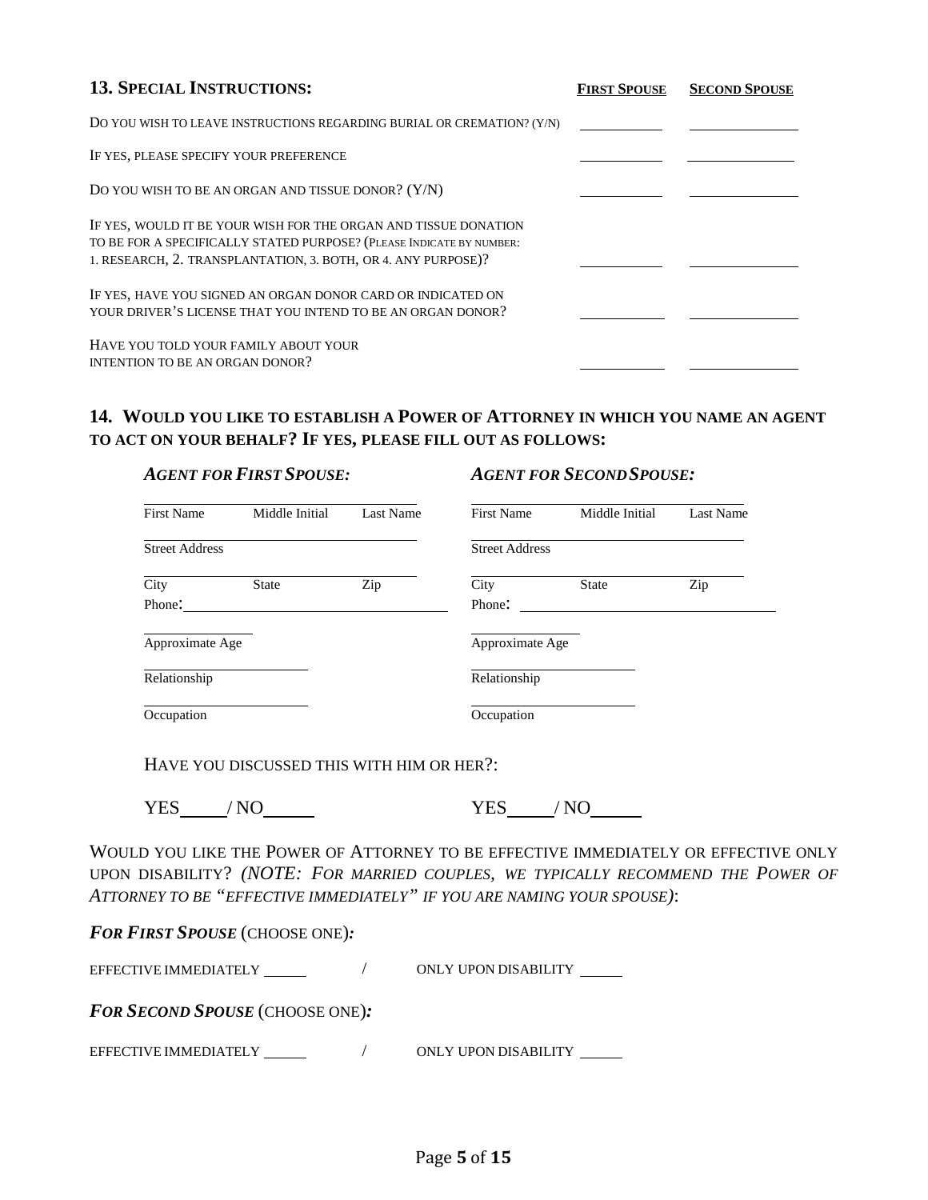## 13. Special Instructions:

| | First Spouse | Second Spouse |
|---|---|---|
| Do you wish to leave instructions regarding burial or cremation? (Y/N) | ______ | ______ |
| If yes, please specify your preference | ______ | ______ |
| Do you wish to be an organ and tissue donor? (Y/N) | ______ | ______ |
| If yes, would it be your wish for the organ and tissue donation to be for a specifically stated purpose? (Please indicate by number: 1. research, 2. transplantation, 3. both, or 4. any purpose)? | ______ | ______ |
| If yes, have you signed an organ donor card or indicated on your driver's license that you intend to be an organ donor? | ______ | ______ |
| Have you told your family about your intention to be an organ donor? | ______ | ______ |

## 14. Would you like to establish a Power of Attorney in which you name an agent to act on your behalf? If yes, please fill out as follows:

| *Agent for First Spouse:* | *Agent for Second Spouse:* |
|---|---|
| First Name ______ Middle Initial ______ Last Name ______ | First Name ______ Middle Initial ______ Last Name ______ |
| Street Address ______ | Street Address ______ |
| City ______ State ______ Zip ______ | City ______ State ______ Zip ______ |
| Phone: ______ | Phone: ______ |
| Approximate Age ______ | Approximate Age ______ |
| Relationship ______ | Relationship ______ |
| Occupation ______ | Occupation ______ |

Have you discussed this with him or her?:

| | |
|---|---|
| YES ____ / NO _____ | YES ____ / NO _____ |

Would you like the Power of Attorney to be effective immediately or effective only upon disability? *(NOTE: For married couples, we typically recommend the Power of Attorney to be "effective immediately" if you are naming your spouse)*:

***For First Spouse*** (choose one)***:***

EFFECTIVE IMMEDIATELY _____ / ONLY UPON DISABILITY _____

***For Second Spouse*** (choose one)***:***

EFFECTIVE IMMEDIATELY _____ / ONLY UPON DISABILITY _____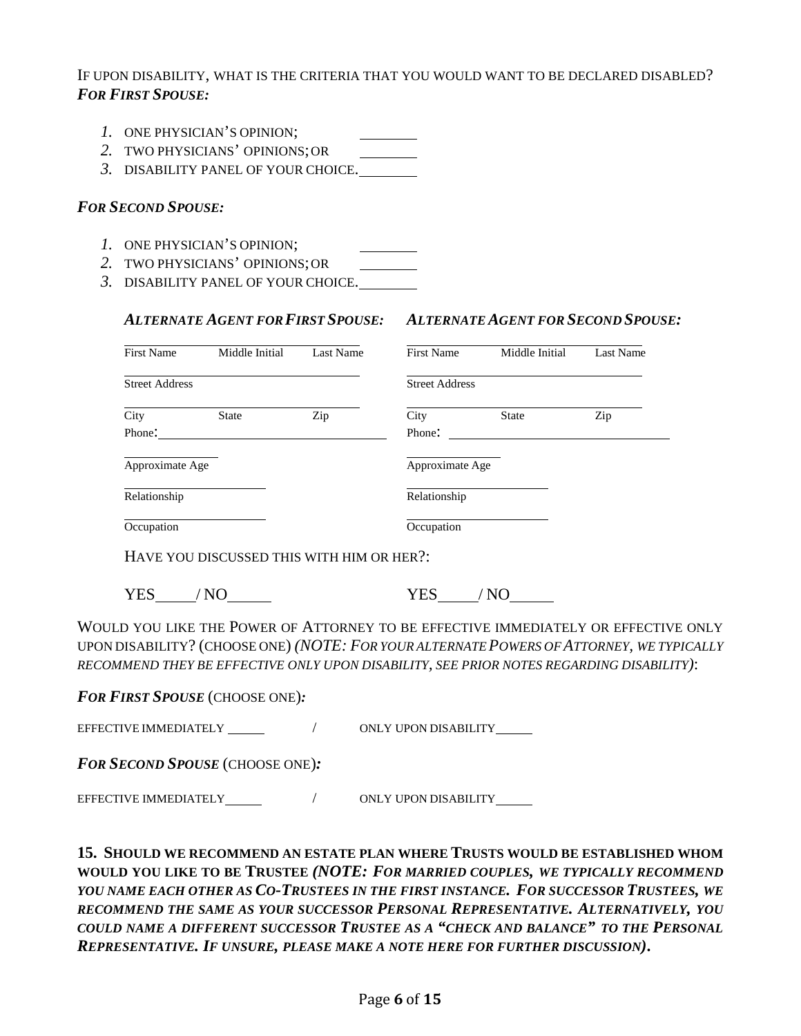IF UPON DISABILITY, WHAT IS THE CRITERIA THAT YOU WOULD WANT TO BE DECLARED DISABLED?

***FOR FIRST SPOUSE:***

1. ONE PHYSICIAN'S OPINION; ________
2. TWO PHYSICIANS' OPINIONS; OR ________
3. DISABILITY PANEL OF YOUR CHOICE. ________

***FOR SECOND SPOUSE:***

1. ONE PHYSICIAN'S OPINION; ________
2. TWO PHYSICIANS' OPINIONS; OR ________
3. DISABILITY PANEL OF YOUR CHOICE. ________

| ***ALTERNATE AGENT FOR FIRST SPOUSE:*** | ***ALTERNATE AGENT FOR SECOND SPOUSE:*** |
|---|---|
| First Name / Middle Initial / Last Name: | First Name / Middle Initial / Last Name: |
| Street Address: | Street Address: |
| City / State / Zip: | City / State / Zip: |
| Phone: | Phone: |
| Approximate Age: | Approximate Age: |
| Relationship: | Relationship: |
| Occupation: | Occupation: |

HAVE YOU DISCUSSED THIS WITH HIM OR HER?:

| First Spouse's Alternate Agent | Second Spouse's Alternate Agent |
|---|---|
| YES_____ / NO______ | YES_____ / NO______ |

WOULD YOU LIKE THE POWER OF ATTORNEY TO BE EFFECTIVE IMMEDIATELY OR EFFECTIVE ONLY UPON DISABILITY? (CHOOSE ONE) *(NOTE: FOR YOUR ALTERNATE POWERS OF ATTORNEY, WE TYPICALLY RECOMMEND THEY BE EFFECTIVE ONLY UPON DISABILITY, SEE PRIOR NOTES REGARDING DISABILITY)*:

***FOR FIRST SPOUSE*** (CHOOSE ONE)***:***

EFFECTIVE IMMEDIATELY ______ / ONLY UPON DISABILITY______

***FOR SECOND SPOUSE*** (CHOOSE ONE)***:***

EFFECTIVE IMMEDIATELY______ / ONLY UPON DISABILITY______

**15. SHOULD WE RECOMMEND AN ESTATE PLAN WHERE TRUSTS WOULD BE ESTABLISHED WHOM WOULD YOU LIKE TO BE TRUSTEE *(NOTE: FOR MARRIED COUPLES, WE TYPICALLY RECOMMEND YOU NAME EACH OTHER AS CO-TRUSTEES IN THE FIRST INSTANCE. FOR SUCCESSOR TRUSTEES, WE RECOMMEND THE SAME AS YOUR SUCCESSOR PERSONAL REPRESENTATIVE. ALTERNATIVELY, YOU COULD NAME A DIFFERENT SUCCESSOR TRUSTEE AS A "CHECK AND BALANCE" TO THE PERSONAL REPRESENTATIVE. IF UNSURE, PLEASE MAKE A NOTE HERE FOR FURTHER DISCUSSION).***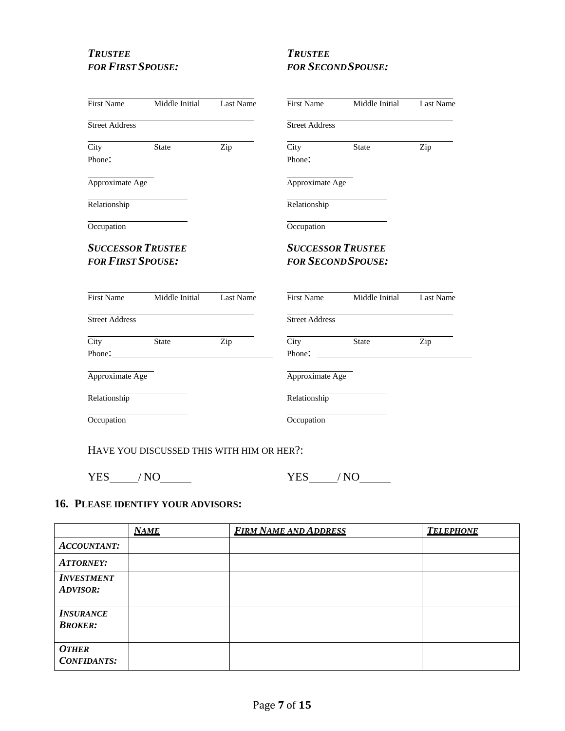***TRUSTEE FOR FIRST SPOUSE:***

First Name Middle Initial Last Name

Street Address

City State Zip

Phone:

Approximate Age

Relationship

Occupation

***TRUSTEE FOR SECOND SPOUSE:***

First Name Middle Initial Last Name

Street Address

City State Zip

Phone:

Approximate Age

Relationship

Occupation

***SUCCESSOR TRUSTEE FOR FIRST SPOUSE:***

First Name Middle Initial Last Name

Street Address

City State Zip

Phone:

Approximate Age

Relationship

Occupation

***SUCCESSOR TRUSTEE FOR SECOND SPOUSE:***

First Name Middle Initial Last Name

Street Address

City State Zip

Phone:

Approximate Age

Relationship

Occupation

HAVE YOU DISCUSSED THIS WITH HIM OR HER?:

YES_____ / NO______ YES_____ / NO______

## 16. PLEASE IDENTIFY YOUR ADVISORS:

| | ***NAME*** | ***FIRM NAME AND ADDRESS*** | ***TELEPHONE*** |
|---|---|---|---|
| ***ACCOUNTANT:*** | | | |
| ***ATTORNEY:*** | | | |
| ***INVESTMENT ADVISOR:*** | | | |
| ***INSURANCE BROKER:*** | | | |
| ***OTHER CONFIDANTS:*** | | | |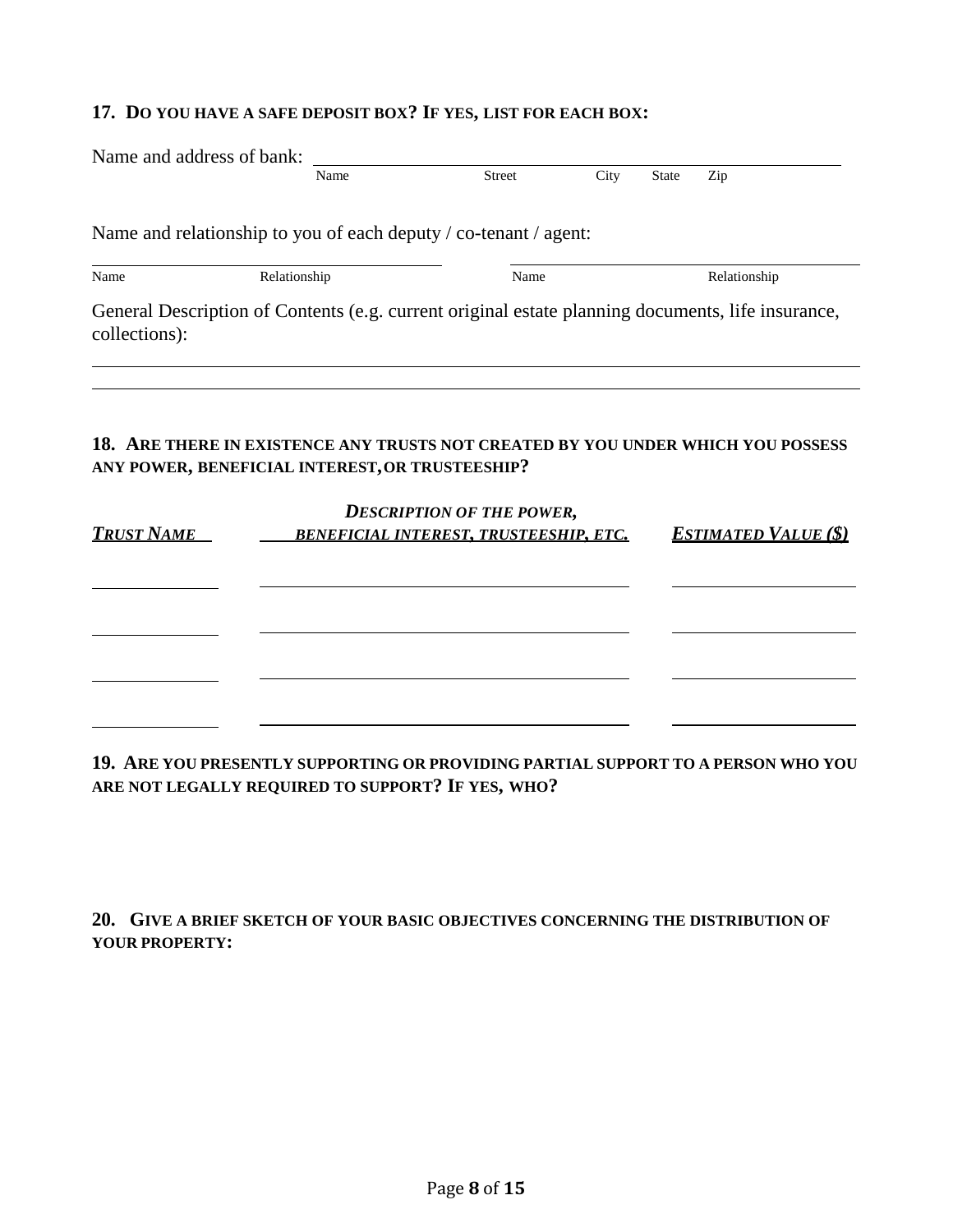**17. DO YOU HAVE A SAFE DEPOSIT BOX? IF YES, LIST FOR EACH BOX:**

Name and address of bank: ______________________________________________

Name | Street | City | State | Zip

Name and relationship to you of each deputy / co-tenant / agent:

______________________________ ______________________________

Name | Relationship | Name | Relationship

General Description of Contents (e.g. current original estate planning documents, life insurance, collections):

______________________________________________________________________

______________________________________________________________________

**18. ARE THERE IN EXISTENCE ANY TRUSTS NOT CREATED BY YOU UNDER WHICH YOU POSSESS ANY POWER, BENEFICIAL INTEREST, OR TRUSTEESHIP?**

| ***TRUST NAME*** | ***DESCRIPTION OF THE POWER, BENEFICIAL INTEREST, TRUSTEESHIP, ETC.*** | ***ESTIMATED VALUE ($)*** |
|---|---|---|
| | | |
| | | |
| | | |
| | | |

**19. ARE YOU PRESENTLY SUPPORTING OR PROVIDING PARTIAL SUPPORT TO A PERSON WHO YOU ARE NOT LEGALLY REQUIRED TO SUPPORT? IF YES, WHO?**

**20. GIVE A BRIEF SKETCH OF YOUR BASIC OBJECTIVES CONCERNING THE DISTRIBUTION OF YOUR PROPERTY:**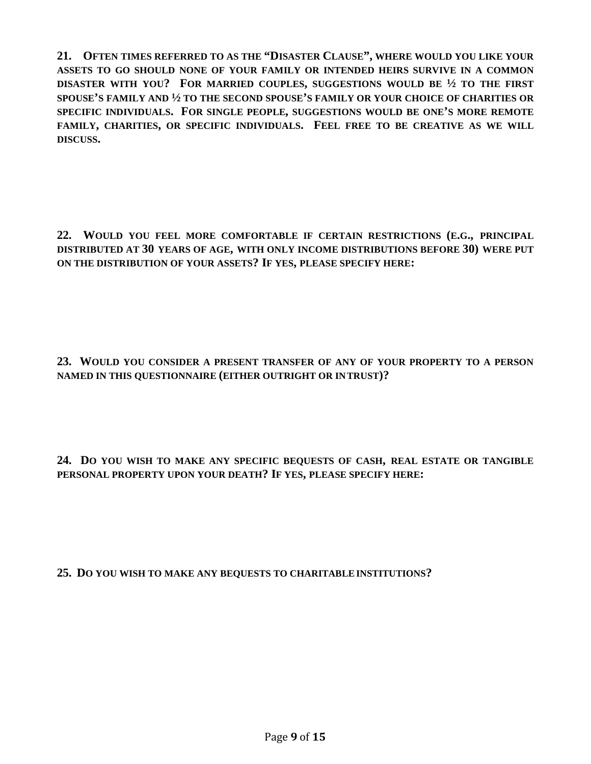**21. Often times referred to as the "Disaster Clause", where would you like your assets to go should none of your family or intended heirs survive in a common disaster with you? For married couples, suggestions would be ½ to the first spouse's family and ½ to the second spouse's family or your choice of charities or specific individuals. For single people, suggestions would be one's more remote family, charities, or specific individuals. Feel free to be creative as we will discuss.**

**22. Would you feel more comfortable if certain restrictions (e.g., principal distributed at 30 years of age, with only income distributions before 30) were put on the distribution of your assets? If yes, please specify here:**

**23. Would you consider a present transfer of any of your property to a person named in this questionnaire (either outright or in trust)?**

**24. Do you wish to make any specific bequests of cash, real estate or tangible personal property upon your death? If yes, please specify here:**

**25. Do you wish to make any bequests to charitable institutions?**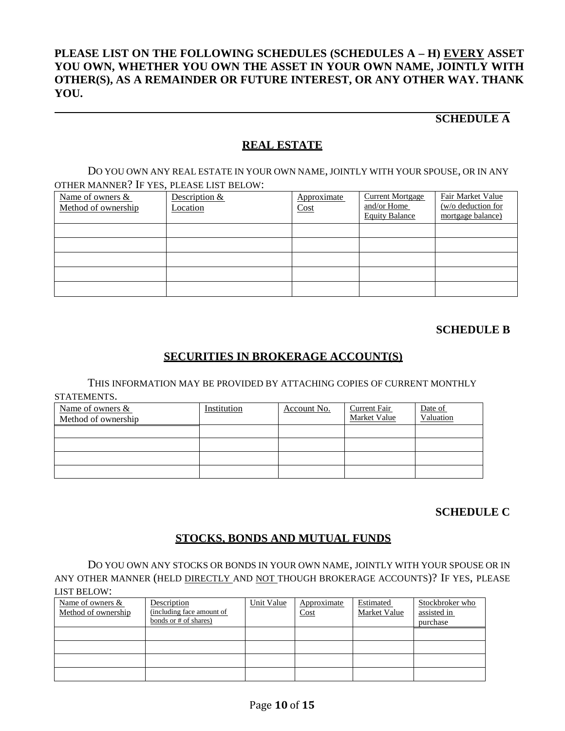**PLEASE LIST ON THE FOLLOWING SCHEDULES (SCHEDULES A – H) EVERY ASSET YOU OWN, WHETHER YOU OWN THE ASSET IN YOUR OWN NAME, JOINTLY WITH OTHER(S), AS A REMAINDER OR FUTURE INTEREST, OR ANY OTHER WAY. THANK YOU.**

**SCHEDULE A**

## REAL ESTATE

DO YOU OWN ANY REAL ESTATE IN YOUR OWN NAME, JOINTLY WITH YOUR SPOUSE, OR IN ANY OTHER MANNER? IF YES, PLEASE LIST BELOW:

| Name of owners & Method of ownership | Description & Location | Approximate Cost | Current Mortgage and/or Home Equity Balance | Fair Market Value (w/o deduction for mortgage balance) |
|---|---|---|---|---|
| | | | | |
| | | | | |
| | | | | |
| | | | | |
| | | | | |

**SCHEDULE B**

## SECURITIES IN BROKERAGE ACCOUNT(S)

THIS INFORMATION MAY BE PROVIDED BY ATTACHING COPIES OF CURRENT MONTHLY STATEMENTS.

| Name of owners & Method of ownership | Institution | Account No. | Current Fair Market Value | Date of Valuation |
|---|---|---|---|---|
| | | | | |
| | | | | |
| | | | | |
| | | | | |

**SCHEDULE C**

## STOCKS, BONDS AND MUTUAL FUNDS

DO YOU OWN ANY STOCKS OR BONDS IN YOUR OWN NAME, JOINTLY WITH YOUR SPOUSE OR IN ANY OTHER MANNER (HELD DIRECTLY AND NOT THOUGH BROKERAGE ACCOUNTS)? IF YES, PLEASE LIST BELOW:

| Name of owners & Method of ownership | Description (including face amount of bonds or # of shares) | Unit Value | Approximate Cost | Estimated Market Value | Stockbroker who assisted in purchase |
|---|---|---|---|---|---|
| | | | | | |
| | | | | | |
| | | | | | |
| | | | | | |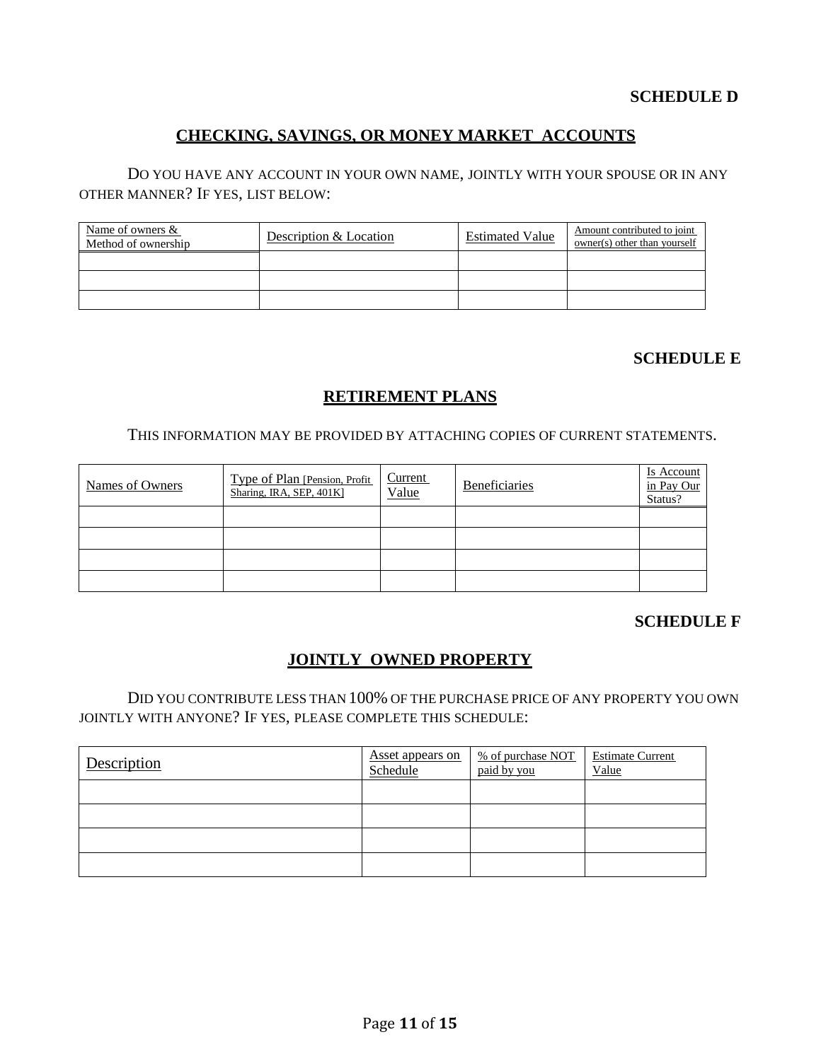**SCHEDULE D**

## CHECKING, SAVINGS, OR MONEY MARKET ACCOUNTS

DO YOU HAVE ANY ACCOUNT IN YOUR OWN NAME, JOINTLY WITH YOUR SPOUSE OR IN ANY OTHER MANNER? IF YES, LIST BELOW:

| Name of owners & Method of ownership | Description & Location | Estimated Value | Amount contributed to joint owner(s) other than yourself |
|---|---|---|---|
| | | | |
| | | | |
| | | | |

**SCHEDULE E**

## RETIREMENT PLANS

THIS INFORMATION MAY BE PROVIDED BY ATTACHING COPIES OF CURRENT STATEMENTS.

| Names of Owners | Type of Plan [Pension, Profit Sharing, IRA, SEP, 401K] | Current Value | Beneficiaries | Is Account in Pay Our Status? |
|---|---|---|---|---|
| | | | | |
| | | | | |
| | | | | |
| | | | | |

**SCHEDULE F**

## JOINTLY OWNED PROPERTY

DID YOU CONTRIBUTE LESS THAN 100% OF THE PURCHASE PRICE OF ANY PROPERTY YOU OWN JOINTLY WITH ANYONE? IF YES, PLEASE COMPLETE THIS SCHEDULE:

| Description | Asset appears on Schedule | % of purchase NOT paid by you | Estimate Current Value |
|---|---|---|---|
| | | | |
| | | | |
| | | | |
| | | | |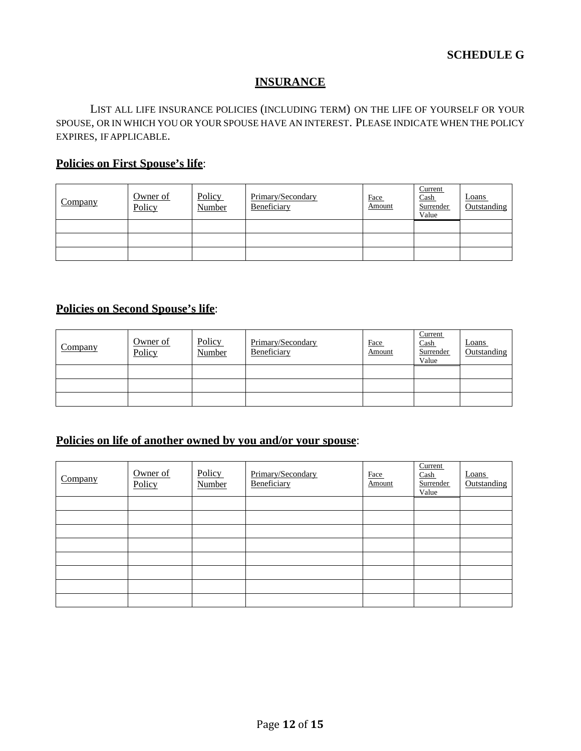**SCHEDULE G**

## INSURANCE

LIST ALL LIFE INSURANCE POLICIES (INCLUDING TERM) ON THE LIFE OF YOURSELF OR YOUR SPOUSE, OR IN WHICH YOU OR YOUR SPOUSE HAVE AN INTEREST. PLEASE INDICATE WHEN THE POLICY EXPIRES, IF APPLICABLE.

### Policies on First Spouse's life:

| Company | Owner of Policy | Policy Number | Primary/Secondary Beneficiary | Face Amount | Current Cash Surrender Value | Loans Outstanding |
|---|---|---|---|---|---|---|
| | | | | | | |
| | | | | | | |
| | | | | | | |

### Policies on Second Spouse's life:

| Company | Owner of Policy | Policy Number | Primary/Secondary Beneficiary | Face Amount | Current Cash Surrender Value | Loans Outstanding |
|---|---|---|---|---|---|---|
| | | | | | | |
| | | | | | | |
| | | | | | | |

### Policies on life of another owned by you and/or your spouse:

| Company | Owner of Policy | Policy Number | Primary/Secondary Beneficiary | Face Amount | Current Cash Surrender Value | Loans Outstanding |
|---|---|---|---|---|---|---|
| | | | | | | |
| | | | | | | |
| | | | | | | |
| | | | | | | |
| | | | | | | |
| | | | | | | |
| | | | | | | |
| | | | | | | |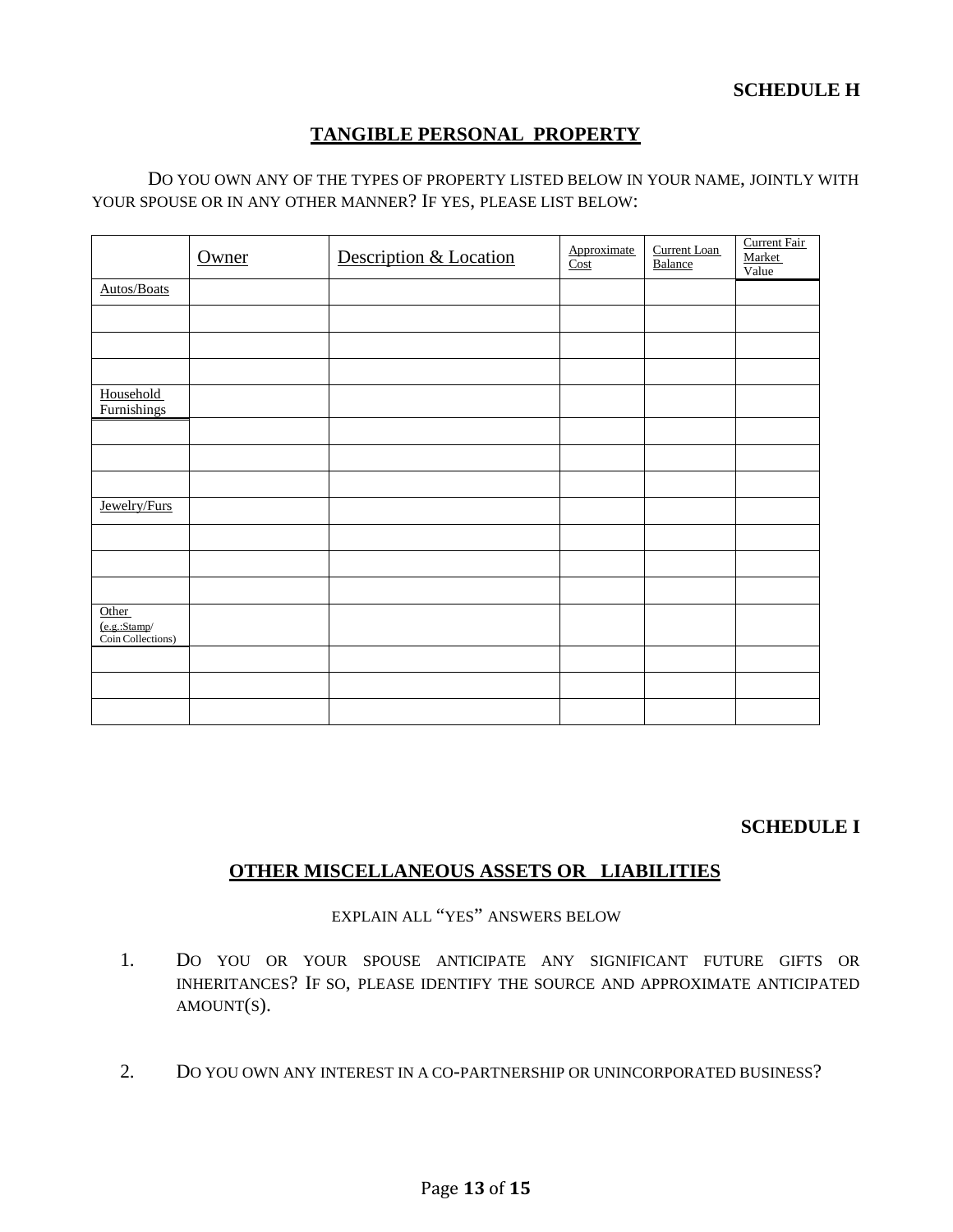## SCHEDULE H

## TANGIBLE PERSONAL PROPERTY

DO YOU OWN ANY OF THE TYPES OF PROPERTY LISTED BELOW IN YOUR NAME, JOINTLY WITH YOUR SPOUSE OR IN ANY OTHER MANNER? IF YES, PLEASE LIST BELOW:

| | Owner | Description & Location | Approximate Cost | Current Loan Balance | Current Fair Market Value |
|---|---|---|---|---|---|
| Autos/Boats | | | | | |
| | | | | | |
| | | | | | |
| | | | | | |
| Household Furnishings | | | | | |
| | | | | | |
| | | | | | |
| | | | | | |
| Jewelry/Furs | | | | | |
| | | | | | |
| | | | | | |
| | | | | | |
| Other (e.g.:Stamp/ Coin Collections) | | | | | |
| | | | | | |
| | | | | | |
| | | | | | |

## SCHEDULE I

## OTHER MISCELLANEOUS ASSETS OR LIABILITIES

EXPLAIN ALL "YES" ANSWERS BELOW

1. DO YOU OR YOUR SPOUSE ANTICIPATE ANY SIGNIFICANT FUTURE GIFTS OR INHERITANCES? IF SO, PLEASE IDENTIFY THE SOURCE AND APPROXIMATE ANTICIPATED AMOUNT(S).

2. DO YOU OWN ANY INTEREST IN A CO-PARTNERSHIP OR UNINCORPORATED BUSINESS?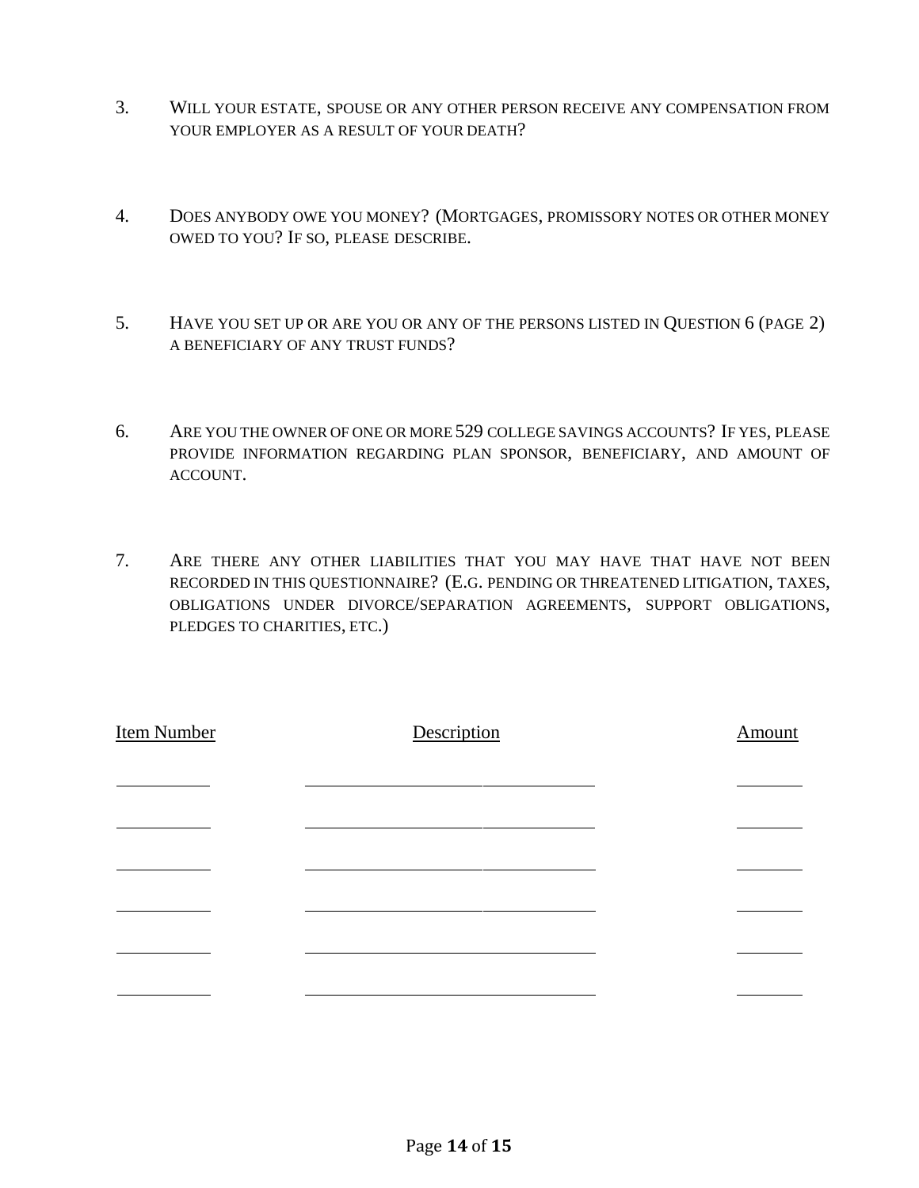3. WILL YOUR ESTATE, SPOUSE OR ANY OTHER PERSON RECEIVE ANY COMPENSATION FROM YOUR EMPLOYER AS A RESULT OF YOUR DEATH?

4. DOES ANYBODY OWE YOU MONEY? (MORTGAGES, PROMISSORY NOTES OR OTHER MONEY OWED TO YOU? IF SO, PLEASE DESCRIBE.

5. HAVE YOU SET UP OR ARE YOU OR ANY OF THE PERSONS LISTED IN QUESTION 6 (PAGE 2) A BENEFICIARY OF ANY TRUST FUNDS?

6. ARE YOU THE OWNER OF ONE OR MORE 529 COLLEGE SAVINGS ACCOUNTS? IF YES, PLEASE PROVIDE INFORMATION REGARDING PLAN SPONSOR, BENEFICIARY, AND AMOUNT OF ACCOUNT.

7. ARE THERE ANY OTHER LIABILITIES THAT YOU MAY HAVE THAT HAVE NOT BEEN RECORDED IN THIS QUESTIONNAIRE? (E.G. PENDING OR THREATENED LITIGATION, TAXES, OBLIGATIONS UNDER DIVORCE/SEPARATION AGREEMENTS, SUPPORT OBLIGATIONS, PLEDGES TO CHARITIES, ETC.)

| Item Number | Description | Amount |
| --- | --- | --- |
| | | |
| | | |
| | | |
| | | |
| | | |
| | | |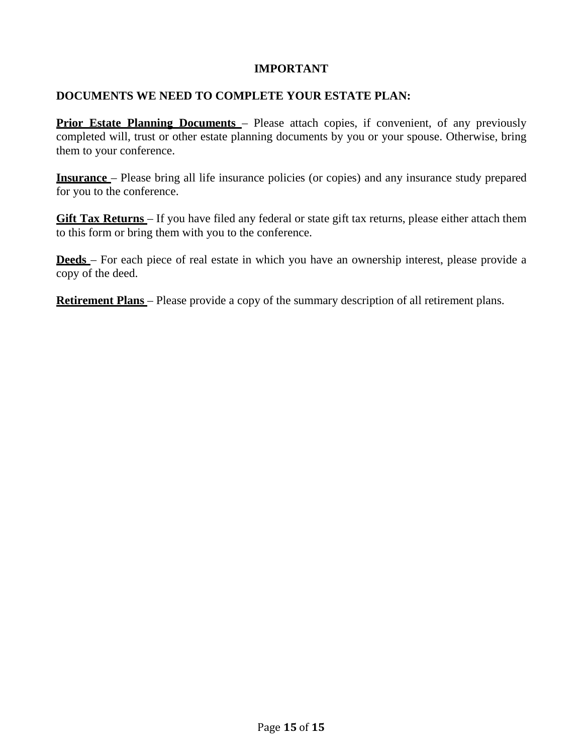**IMPORTANT**

**DOCUMENTS WE NEED TO COMPLETE YOUR ESTATE PLAN:**

**Prior Estate Planning Documents** – Please attach copies, if convenient, of any previously completed will, trust or other estate planning documents by you or your spouse. Otherwise, bring them to your conference.

**Insurance** – Please bring all life insurance policies (or copies) and any insurance study prepared for you to the conference.

**Gift Tax Returns** – If you have filed any federal or state gift tax returns, please either attach them to this form or bring them with you to the conference.

**Deeds** – For each piece of real estate in which you have an ownership interest, please provide a copy of the deed.

**Retirement Plans** – Please provide a copy of the summary description of all retirement plans.